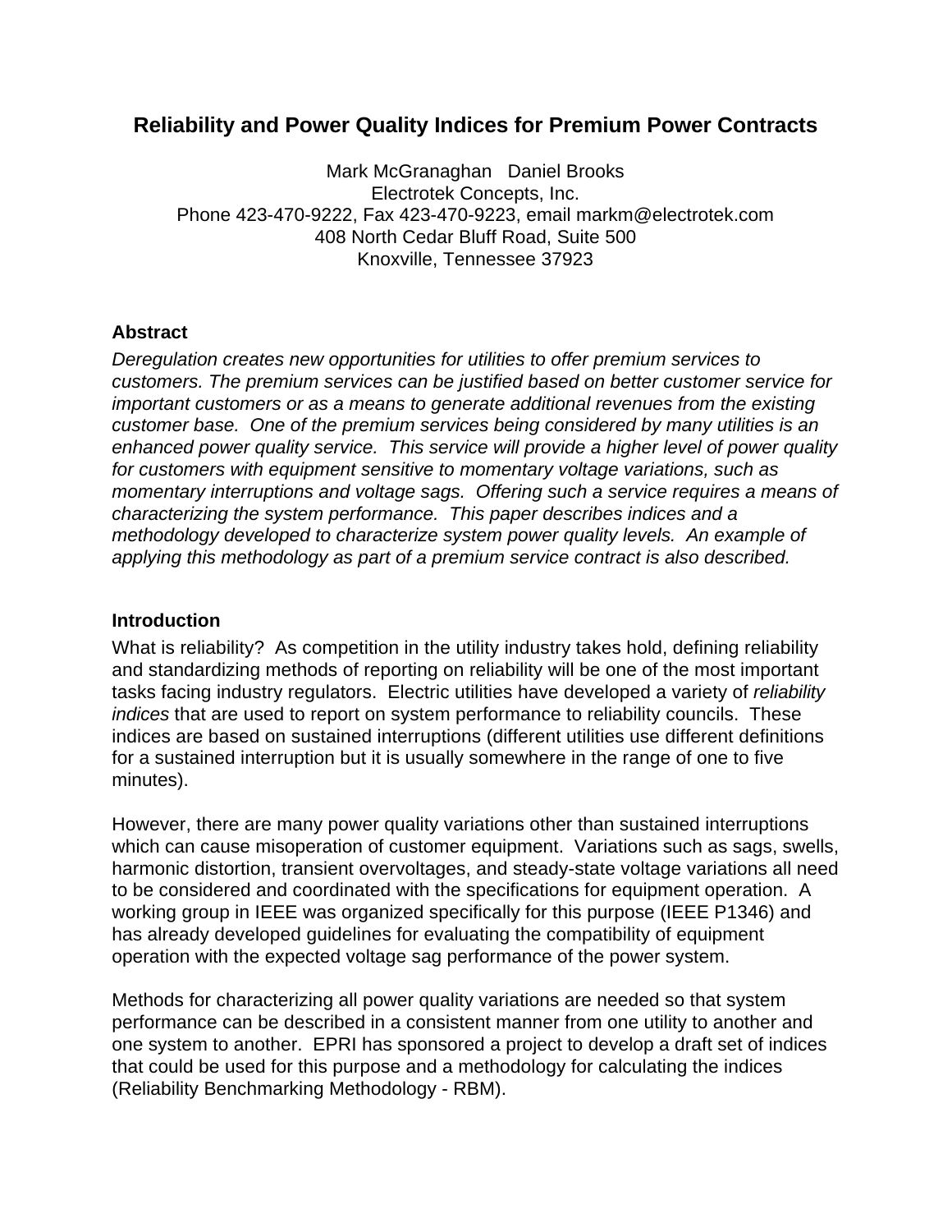# Reliability and Power Quality Indices for Premium Power Contracts

Mark McGranaghan   Daniel Brooks
Electrotek Concepts, Inc.
Phone 423-470-9222, Fax 423-470-9223, email markm@electrotek.com
408 North Cedar Bluff Road, Suite 500
Knoxville, Tennessee 37923

## Abstract

*Deregulation creates new opportunities for utilities to offer premium services to customers. The premium services can be justified based on better customer service for important customers or as a means to generate additional revenues from the existing customer base. One of the premium services being considered by many utilities is an enhanced power quality service. This service will provide a higher level of power quality for customers with equipment sensitive to momentary voltage variations, such as momentary interruptions and voltage sags. Offering such a service requires a means of characterizing the system performance. This paper describes indices and a methodology developed to characterize system power quality levels. An example of applying this methodology as part of a premium service contract is also described.*

## Introduction

What is reliability? As competition in the utility industry takes hold, defining reliability and standardizing methods of reporting on reliability will be one of the most important tasks facing industry regulators. Electric utilities have developed a variety of *reliability indices* that are used to report on system performance to reliability councils. These indices are based on sustained interruptions (different utilities use different definitions for a sustained interruption but it is usually somewhere in the range of one to five minutes).

However, there are many power quality variations other than sustained interruptions which can cause misoperation of customer equipment. Variations such as sags, swells, harmonic distortion, transient overvoltages, and steady-state voltage variations all need to be considered and coordinated with the specifications for equipment operation. A working group in IEEE was organized specifically for this purpose (IEEE P1346) and has already developed guidelines for evaluating the compatibility of equipment operation with the expected voltage sag performance of the power system.

Methods for characterizing all power quality variations are needed so that system performance can be described in a consistent manner from one utility to another and one system to another. EPRI has sponsored a project to develop a draft set of indices that could be used for this purpose and a methodology for calculating the indices (Reliability Benchmarking Methodology - RBM).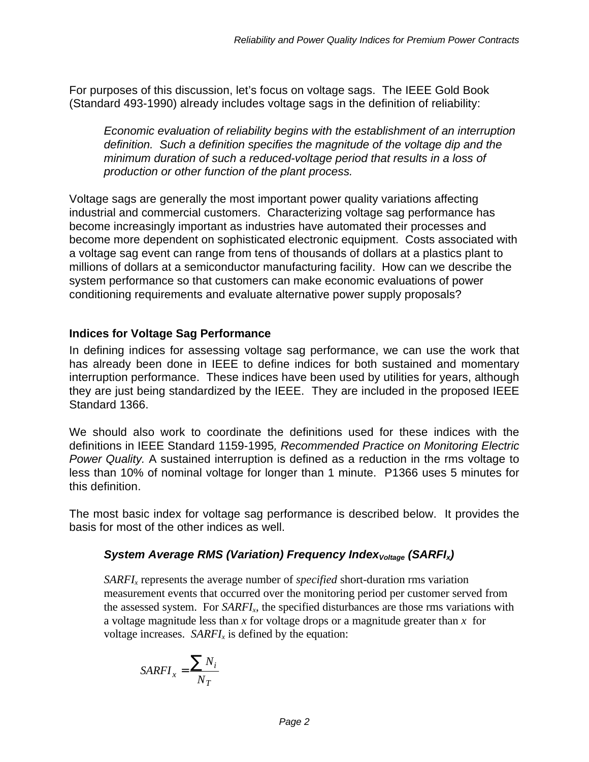For purposes of this discussion, let's focus on voltage sags. The IEEE Gold Book (Standard 493-1990) already includes voltage sags in the definition of reliability:

> *Economic evaluation of reliability begins with the establishment of an interruption definition. Such a definition specifies the magnitude of the voltage dip and the minimum duration of such a reduced-voltage period that results in a loss of production or other function of the plant process.*

Voltage sags are generally the most important power quality variations affecting industrial and commercial customers. Characterizing voltage sag performance has become increasingly important as industries have automated their processes and become more dependent on sophisticated electronic equipment. Costs associated with a voltage sag event can range from tens of thousands of dollars at a plastics plant to millions of dollars at a semiconductor manufacturing facility. How can we describe the system performance so that customers can make economic evaluations of power conditioning requirements and evaluate alternative power supply proposals?

### Indices for Voltage Sag Performance

In defining indices for assessing voltage sag performance, we can use the work that has already been done in IEEE to define indices for both sustained and momentary interruption performance. These indices have been used by utilities for years, although they are just being standardized by the IEEE. They are included in the proposed IEEE Standard 1366.

We should also work to coordinate the definitions used for these indices with the definitions in IEEE Standard 1159-1995*, Recommended Practice on Monitoring Electric Power Quality.* A sustained interruption is defined as a reduction in the rms voltage to less than 10% of nominal voltage for longer than 1 minute. P1366 uses 5 minutes for this definition.

The most basic index for voltage sag performance is described below. It provides the basis for most of the other indices as well.

#### *System Average RMS (Variation) Frequency Index$_{Voltage}$ (SARFI$_x$)*

*SARFI$_x$* represents the average number of *specified* short-duration rms variation measurement events that occurred over the monitoring period per customer served from the assessed system. For *SARFI$_x$*, the specified disturbances are those rms variations with a voltage magnitude less than *x* for voltage drops or a magnitude greater than *x* for voltage increases. *SARFI$_x$* is defined by the equation:

$$SARFI_x = \frac{\sum N_i}{N_T}$$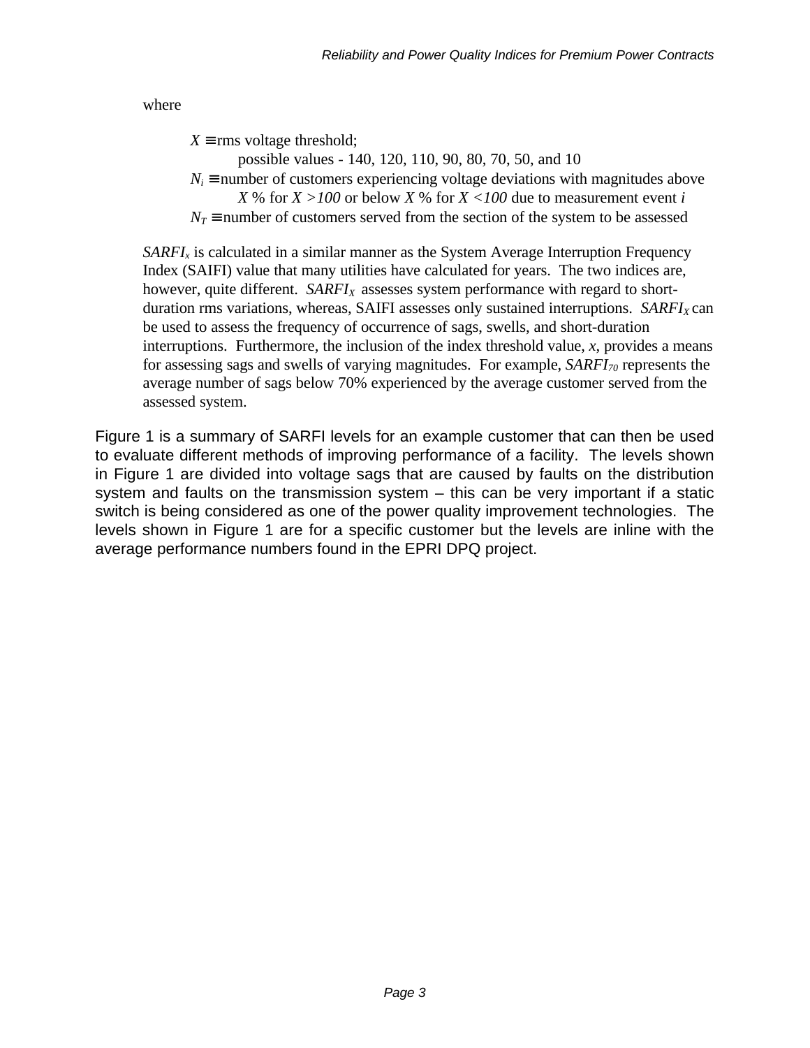where

> $X \equiv$ rms voltage threshold;
> possible values - 140, 120, 110, 90, 80, 70, 50, and 10
>
> $N_i \equiv$ number of customers experiencing voltage deviations with magnitudes above $X$ % for $X > 100$ or below $X$ % for $X < 100$ due to measurement event $i$
>
> $N_T \equiv$ number of customers served from the section of the system to be assessed

$SARFI_x$ is calculated in a similar manner as the System Average Interruption Frequency Index (SAIFI) value that many utilities have calculated for years. The two indices are, however, quite different. $SARFI_X$ assesses system performance with regard to short-duration rms variations, whereas, SAIFI assesses only sustained interruptions. $SARFI_X$ can be used to assess the frequency of occurrence of sags, swells, and short-duration interruptions. Furthermore, the inclusion of the index threshold value, $x$, provides a means for assessing sags and swells of varying magnitudes. For example, $SARFI_{70}$ represents the average number of sags below 70% experienced by the average customer served from the assessed system.

Figure 1 is a summary of SARFI levels for an example customer that can then be used to evaluate different methods of improving performance of a facility. The levels shown in Figure 1 are divided into voltage sags that are caused by faults on the distribution system and faults on the transmission system – this can be very important if a static switch is being considered as one of the power quality improvement technologies. The levels shown in Figure 1 are for a specific customer but the levels are inline with the average performance numbers found in the EPRI DPQ project.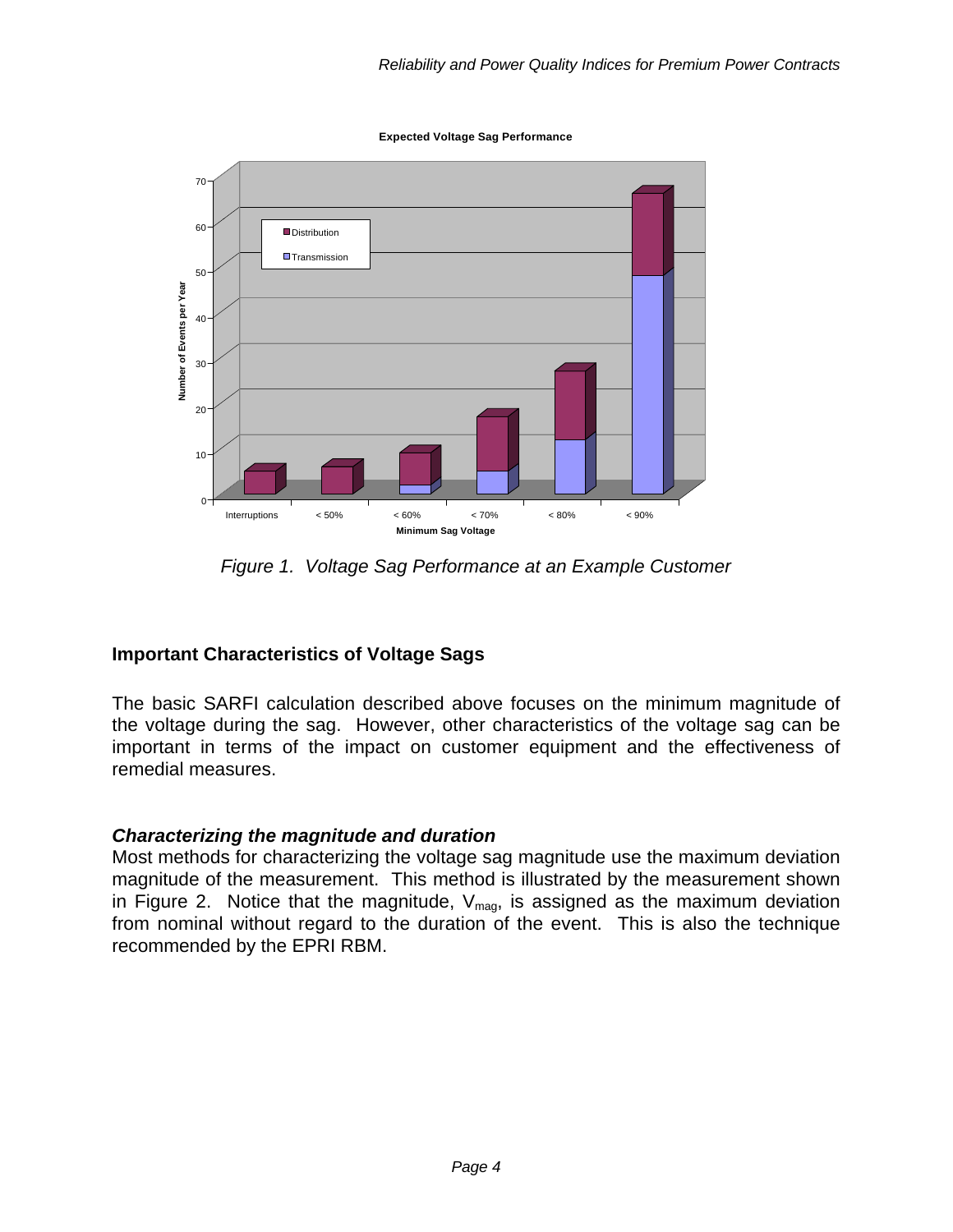Figure 1. Voltage Sag Performance at an Example Customer

## Important Characteristics of Voltage Sags

The basic SARFI calculation described above focuses on the minimum magnitude of the voltage during the sag. However, other characteristics of the voltage sag can be important in terms of the impact on customer equipment and the effectiveness of remedial measures.

### *Characterizing the magnitude and duration*

Most methods for characterizing the voltage sag magnitude use the maximum deviation magnitude of the measurement. This method is illustrated by the measurement shown in Figure 2. Notice that the magnitude, $V_{mag}$, is assigned as the maximum deviation from nominal without regard to the duration of the event. This is also the technique recommended by the EPRI RBM.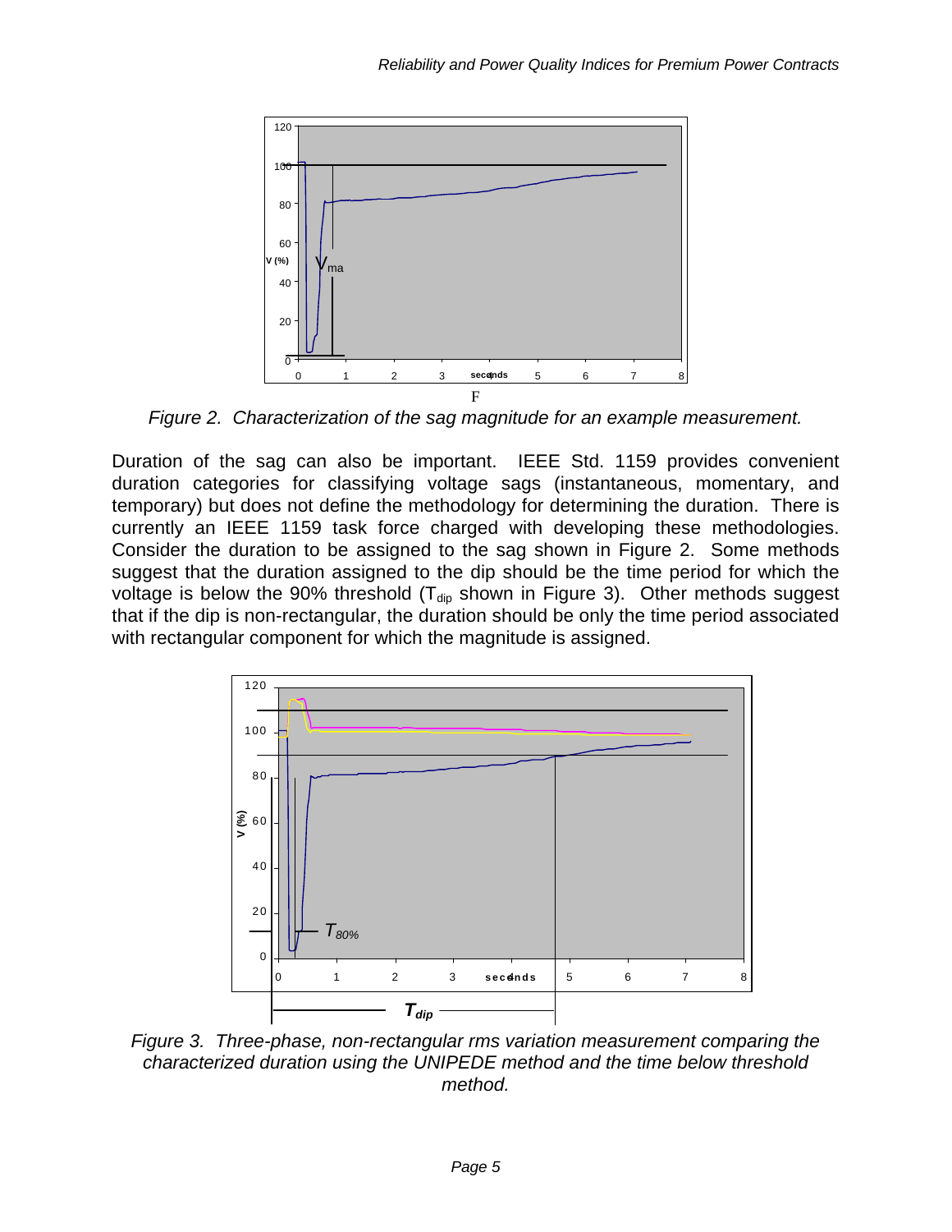*Figure 2. Characterization of the sag magnitude for an example measurement.*

Duration of the sag can also be important. IEEE Std. 1159 provides convenient duration categories for classifying voltage sags (instantaneous, momentary, and temporary) but does not define the methodology for determining the duration. There is currently an IEEE 1159 task force charged with developing these methodologies. Consider the duration to be assigned to the sag shown in Figure 2. Some methods suggest that the duration assigned to the dip should be the time period for which the voltage is below the 90% threshold ($T_{dip}$ shown in Figure 3). Other methods suggest that if the dip is non-rectangular, the duration should be only the time period associated with rectangular component for which the magnitude is assigned.

*Figure 3. Three-phase, non-rectangular rms variation measurement comparing the characterized duration using the UNIPEDE method and the time below threshold method.*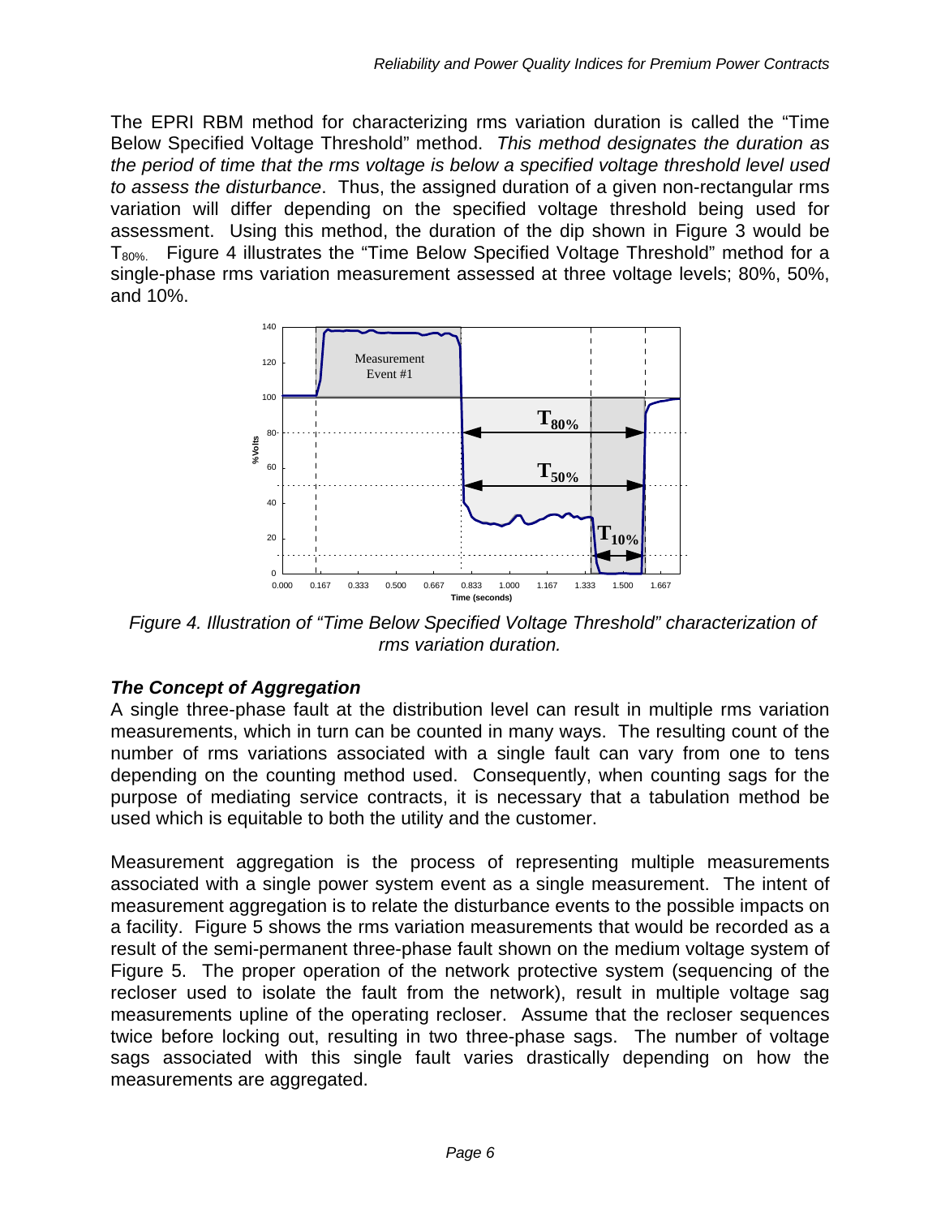The EPRI RBM method for characterizing rms variation duration is called the "Time Below Specified Voltage Threshold" method. *This method designates the duration as the period of time that the rms voltage is below a specified voltage threshold level used to assess the disturbance*. Thus, the assigned duration of a given non-rectangular rms variation will differ depending on the specified voltage threshold being used for assessment. Using this method, the duration of the dip shown in Figure 3 would be $T_{80\%}$. Figure 4 illustrates the "Time Below Specified Voltage Threshold" method for a single-phase rms variation measurement assessed at three voltage levels; 80%, 50%, and 10%.

*Figure 4. Illustration of "Time Below Specified Voltage Threshold" characterization of rms variation duration.*

### *The Concept of Aggregation*

A single three-phase fault at the distribution level can result in multiple rms variation measurements, which in turn can be counted in many ways. The resulting count of the number of rms variations associated with a single fault can vary from one to tens depending on the counting method used. Consequently, when counting sags for the purpose of mediating service contracts, it is necessary that a tabulation method be used which is equitable to both the utility and the customer.

Measurement aggregation is the process of representing multiple measurements associated with a single power system event as a single measurement. The intent of measurement aggregation is to relate the disturbance events to the possible impacts on a facility. Figure 5 shows the rms variation measurements that would be recorded as a result of the semi-permanent three-phase fault shown on the medium voltage system of Figure 5. The proper operation of the network protective system (sequencing of the recloser used to isolate the fault from the network), result in multiple voltage sag measurements upline of the operating recloser. Assume that the recloser sequences twice before locking out, resulting in two three-phase sags. The number of voltage sags associated with this single fault varies drastically depending on how the measurements are aggregated.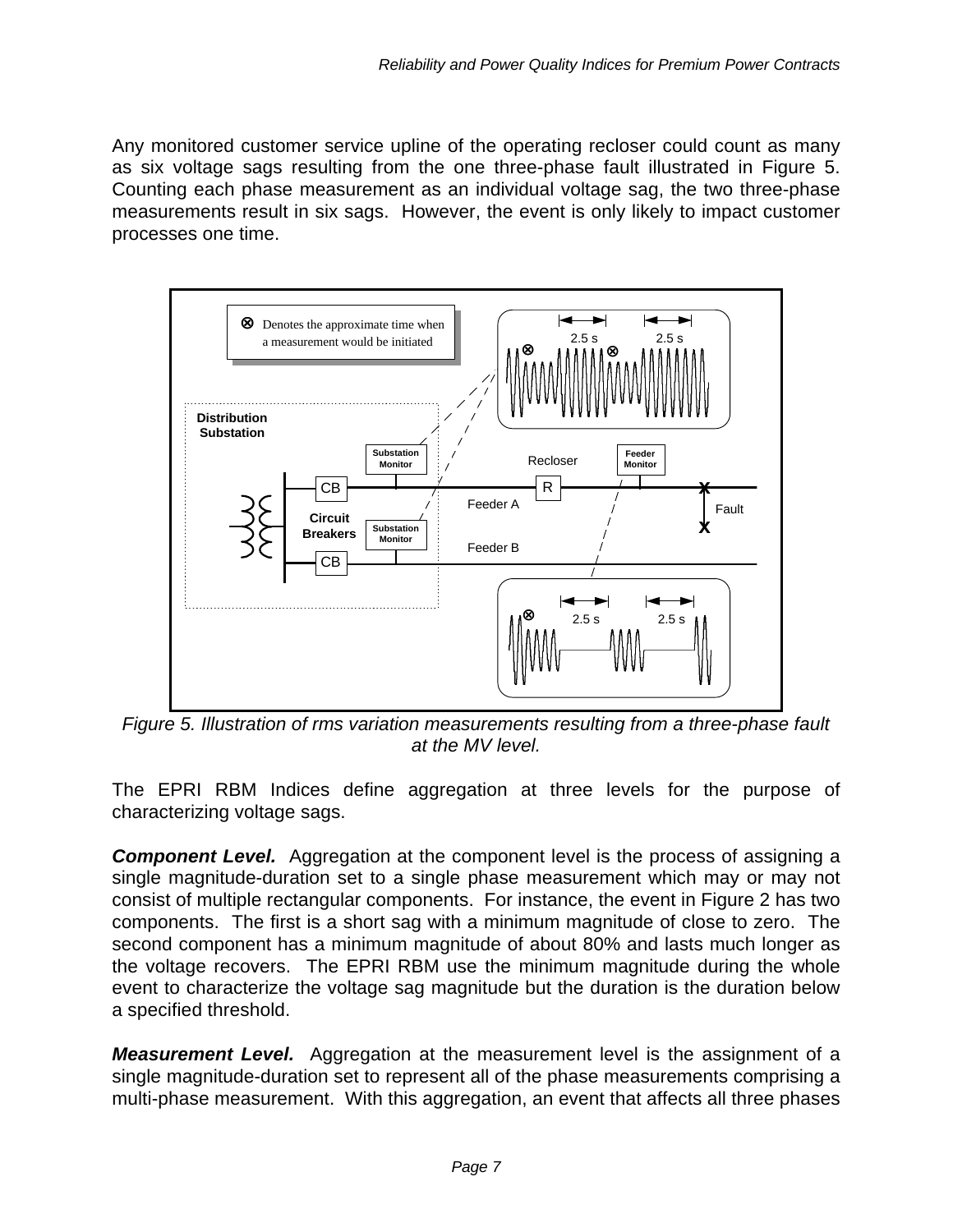Any monitored customer service upline of the operating recloser could count as many as six voltage sags resulting from the one three-phase fault illustrated in Figure 5. Counting each phase measurement as an individual voltage sag, the two three-phase measurements result in six sags. However, the event is only likely to impact customer processes one time.

*Figure 5. Illustration of rms variation measurements resulting from a three-phase fault at the MV level.*

The EPRI RBM Indices define aggregation at three levels for the purpose of characterizing voltage sags.

***Component Level.*** Aggregation at the component level is the process of assigning a single magnitude-duration set to a single phase measurement which may or may not consist of multiple rectangular components. For instance, the event in Figure 2 has two components. The first is a short sag with a minimum magnitude of close to zero. The second component has a minimum magnitude of about 80% and lasts much longer as the voltage recovers. The EPRI RBM use the minimum magnitude during the whole event to characterize the voltage sag magnitude but the duration is the duration below a specified threshold.

***Measurement Level.*** Aggregation at the measurement level is the assignment of a single magnitude-duration set to represent all of the phase measurements comprising a multi-phase measurement. With this aggregation, an event that affects all three phases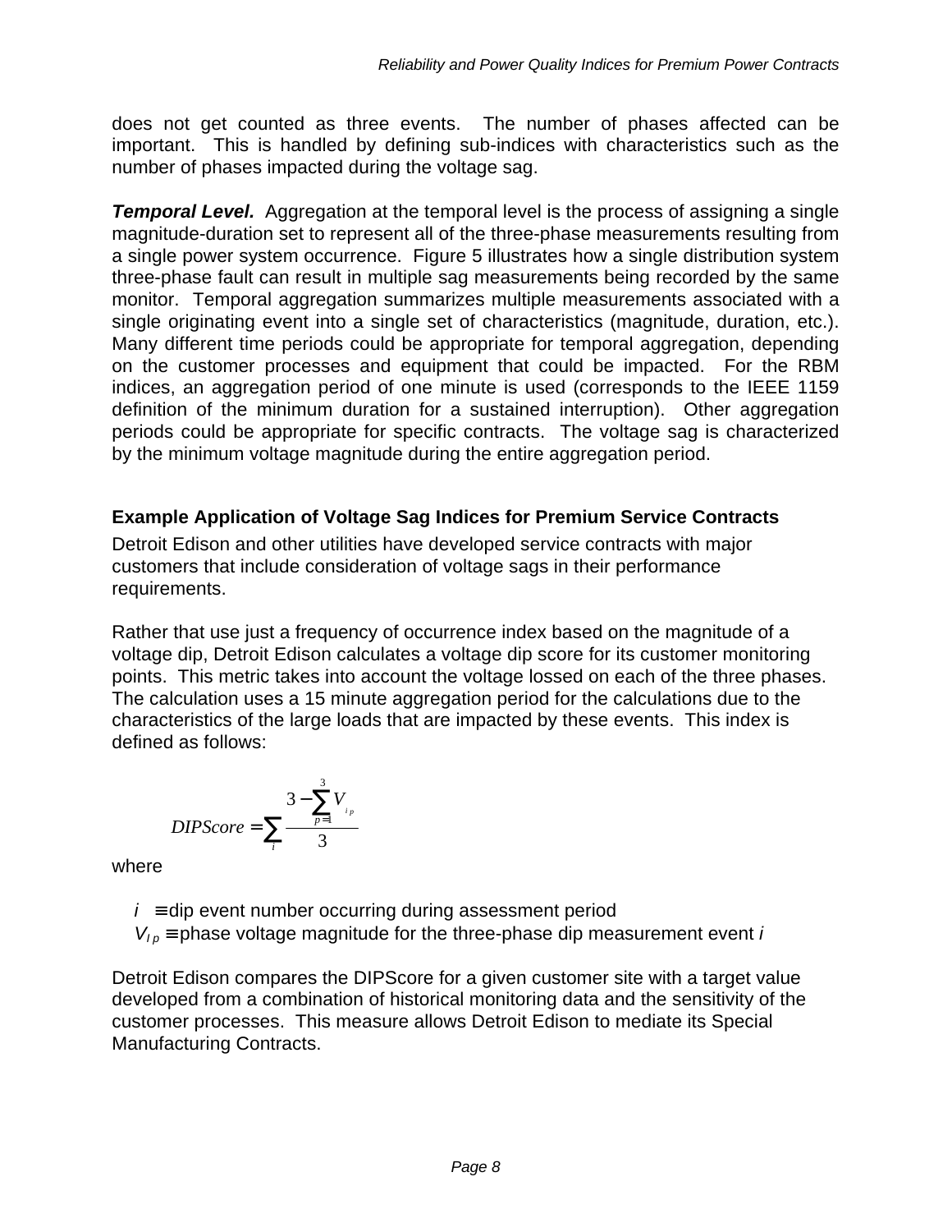does not get counted as three events. The number of phases affected can be important. This is handled by defining sub-indices with characteristics such as the number of phases impacted during the voltage sag.

***Temporal Level.*** Aggregation at the temporal level is the process of assigning a single magnitude-duration set to represent all of the three-phase measurements resulting from a single power system occurrence. Figure 5 illustrates how a single distribution system three-phase fault can result in multiple sag measurements being recorded by the same monitor. Temporal aggregation summarizes multiple measurements associated with a single originating event into a single set of characteristics (magnitude, duration, etc.). Many different time periods could be appropriate for temporal aggregation, depending on the customer processes and equipment that could be impacted. For the RBM indices, an aggregation period of one minute is used (corresponds to the IEEE 1159 definition of the minimum duration for a sustained interruption). Other aggregation periods could be appropriate for specific contracts. The voltage sag is characterized by the minimum voltage magnitude during the entire aggregation period.

### Example Application of Voltage Sag Indices for Premium Service Contracts

Detroit Edison and other utilities have developed service contracts with major customers that include consideration of voltage sags in their performance requirements.

Rather that use just a frequency of occurrence index based on the magnitude of a voltage dip, Detroit Edison calculates a voltage dip score for its customer monitoring points. This metric takes into account the voltage lossed on each of the three phases. The calculation uses a 15 minute aggregation period for the calculations due to the characteristics of the large loads that are impacted by these events. This index is defined as follows:

$$DIPScore = \sum_{i} \frac{3 - \sum_{p=1}^{3} V_{ip}}{3}$$

where

- $i$ ≡ dip event number occurring during assessment period
- $V_{ip}$ ≡ phase voltage magnitude for the three-phase dip measurement event $i$

Detroit Edison compares the DIPScore for a given customer site with a target value developed from a combination of historical monitoring data and the sensitivity of the customer processes. This measure allows Detroit Edison to mediate its Special Manufacturing Contracts.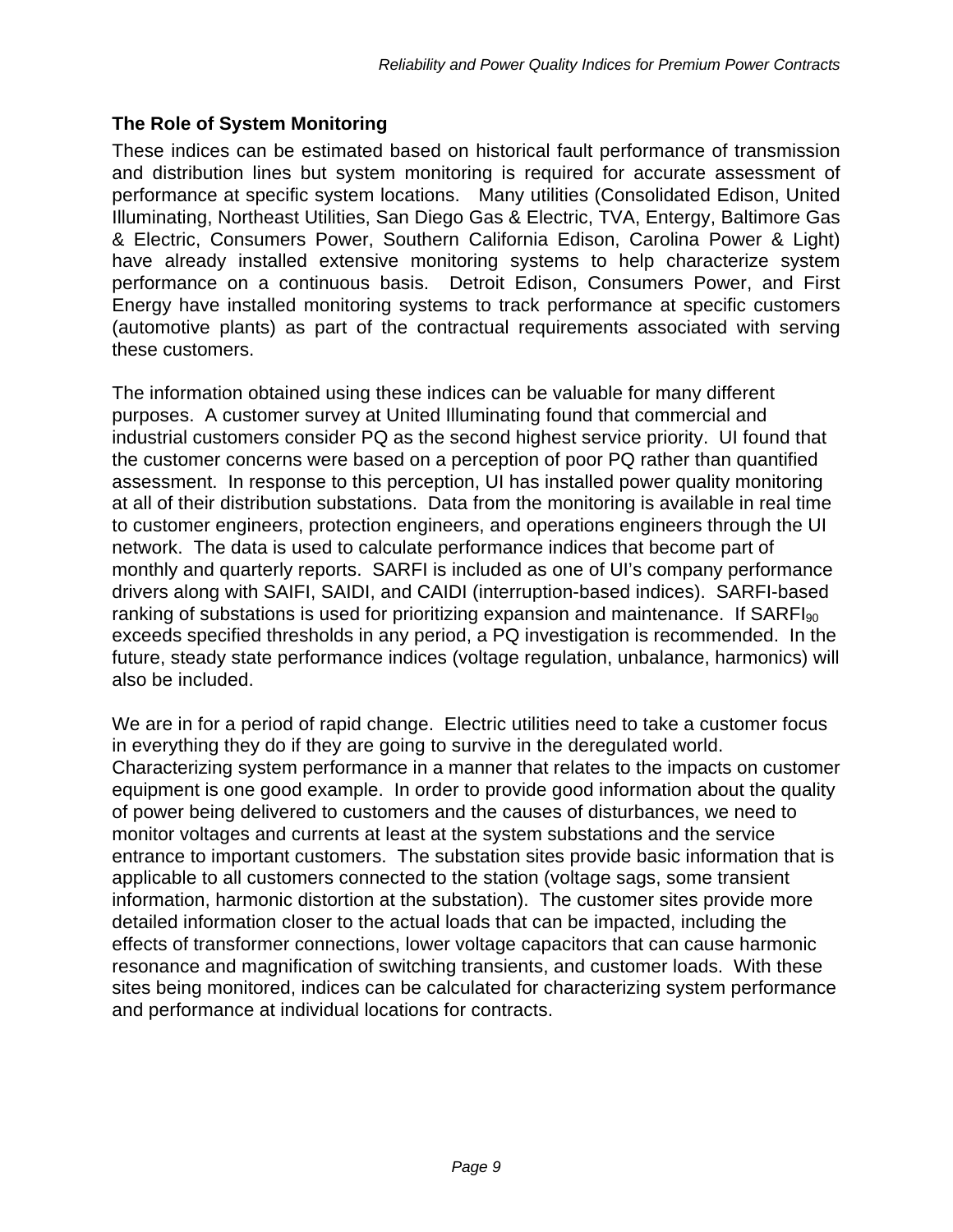### The Role of System Monitoring

These indices can be estimated based on historical fault performance of transmission and distribution lines but system monitoring is required for accurate assessment of performance at specific system locations. Many utilities (Consolidated Edison, United Illuminating, Northeast Utilities, San Diego Gas & Electric, TVA, Entergy, Baltimore Gas & Electric, Consumers Power, Southern California Edison, Carolina Power & Light) have already installed extensive monitoring systems to help characterize system performance on a continuous basis. Detroit Edison, Consumers Power, and First Energy have installed monitoring systems to track performance at specific customers (automotive plants) as part of the contractual requirements associated with serving these customers.

The information obtained using these indices can be valuable for many different purposes. A customer survey at United Illuminating found that commercial and industrial customers consider PQ as the second highest service priority. UI found that the customer concerns were based on a perception of poor PQ rather than quantified assessment. In response to this perception, UI has installed power quality monitoring at all of their distribution substations. Data from the monitoring is available in real time to customer engineers, protection engineers, and operations engineers through the UI network. The data is used to calculate performance indices that become part of monthly and quarterly reports. SARFI is included as one of UI's company performance drivers along with SAIFI, SAIDI, and CAIDI (interruption-based indices). SARFI-based ranking of substations is used for prioritizing expansion and maintenance. If $SARFI_{90}$ exceeds specified thresholds in any period, a PQ investigation is recommended. In the future, steady state performance indices (voltage regulation, unbalance, harmonics) will also be included.

We are in for a period of rapid change. Electric utilities need to take a customer focus in everything they do if they are going to survive in the deregulated world. Characterizing system performance in a manner that relates to the impacts on customer equipment is one good example. In order to provide good information about the quality of power being delivered to customers and the causes of disturbances, we need to monitor voltages and currents at least at the system substations and the service entrance to important customers. The substation sites provide basic information that is applicable to all customers connected to the station (voltage sags, some transient information, harmonic distortion at the substation). The customer sites provide more detailed information closer to the actual loads that can be impacted, including the effects of transformer connections, lower voltage capacitors that can cause harmonic resonance and magnification of switching transients, and customer loads. With these sites being monitored, indices can be calculated for characterizing system performance and performance at individual locations for contracts.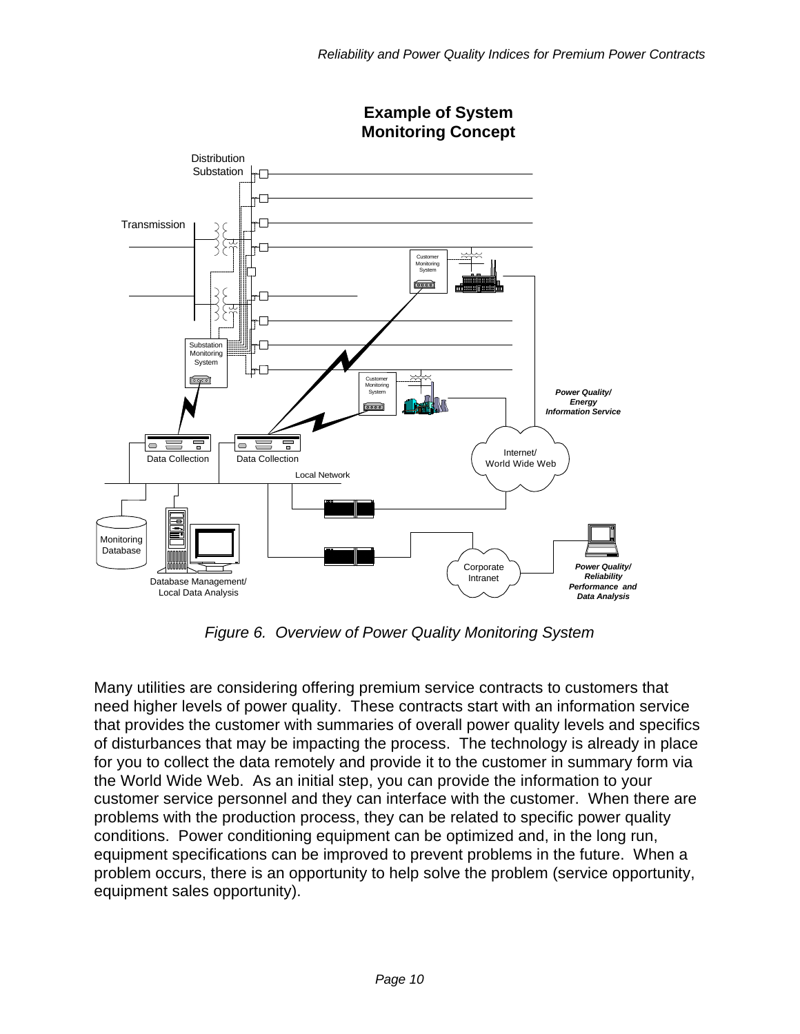Figure 6.  Overview of Power Quality Monitoring System

Many utilities are considering offering premium service contracts to customers that need higher levels of power quality.  These contracts start with an information service that provides the customer with summaries of overall power quality levels and specifics of disturbances that may be impacting the process.  The technology is already in place for you to collect the data remotely and provide it to the customer in summary form via the World Wide Web.  As an initial step, you can provide the information to your customer service personnel and they can interface with the customer.  When there are problems with the production process, they can be related to specific power quality conditions.  Power conditioning equipment can be optimized and, in the long run, equipment specifications can be improved to prevent problems in the future.  When a problem occurs, there is an opportunity to help solve the problem (service opportunity, equipment sales opportunity).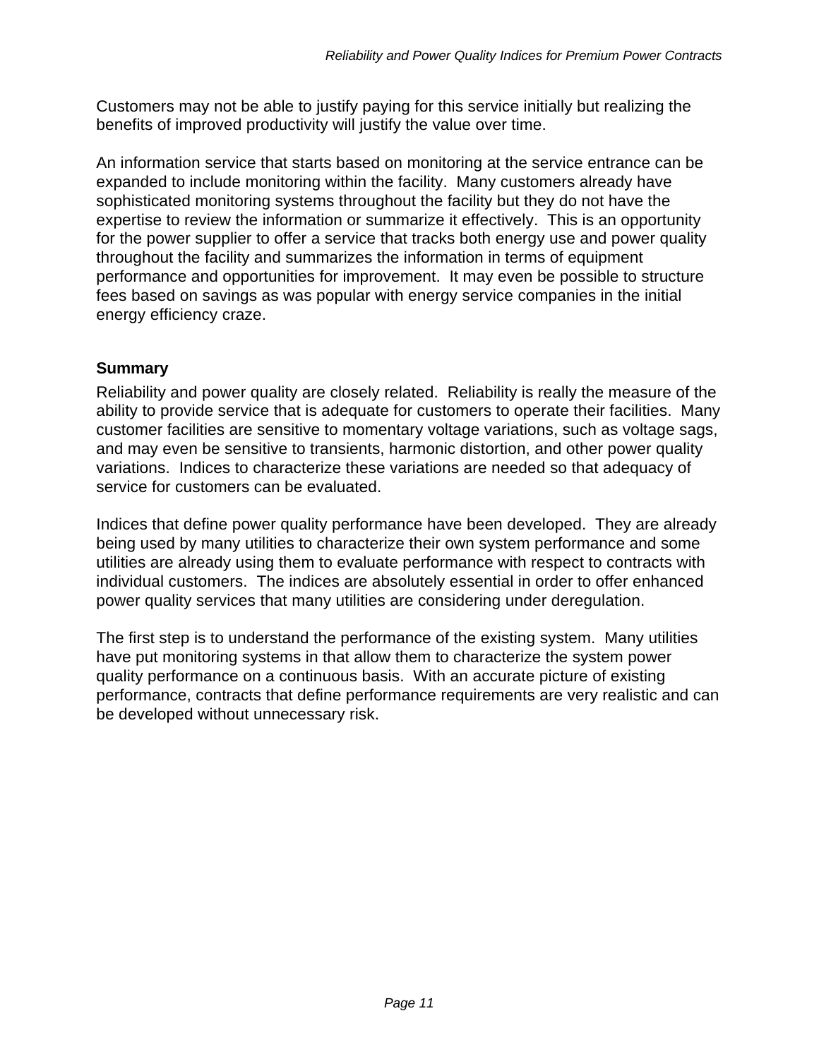Customers may not be able to justify paying for this service initially but realizing the benefits of improved productivity will justify the value over time.

An information service that starts based on monitoring at the service entrance can be expanded to include monitoring within the facility. Many customers already have sophisticated monitoring systems throughout the facility but they do not have the expertise to review the information or summarize it effectively. This is an opportunity for the power supplier to offer a service that tracks both energy use and power quality throughout the facility and summarizes the information in terms of equipment performance and opportunities for improvement. It may even be possible to structure fees based on savings as was popular with energy service companies in the initial energy efficiency craze.

## Summary

Reliability and power quality are closely related. Reliability is really the measure of the ability to provide service that is adequate for customers to operate their facilities. Many customer facilities are sensitive to momentary voltage variations, such as voltage sags, and may even be sensitive to transients, harmonic distortion, and other power quality variations. Indices to characterize these variations are needed so that adequacy of service for customers can be evaluated.

Indices that define power quality performance have been developed. They are already being used by many utilities to characterize their own system performance and some utilities are already using them to evaluate performance with respect to contracts with individual customers. The indices are absolutely essential in order to offer enhanced power quality services that many utilities are considering under deregulation.

The first step is to understand the performance of the existing system. Many utilities have put monitoring systems in that allow them to characterize the system power quality performance on a continuous basis. With an accurate picture of existing performance, contracts that define performance requirements are very realistic and can be developed without unnecessary risk.